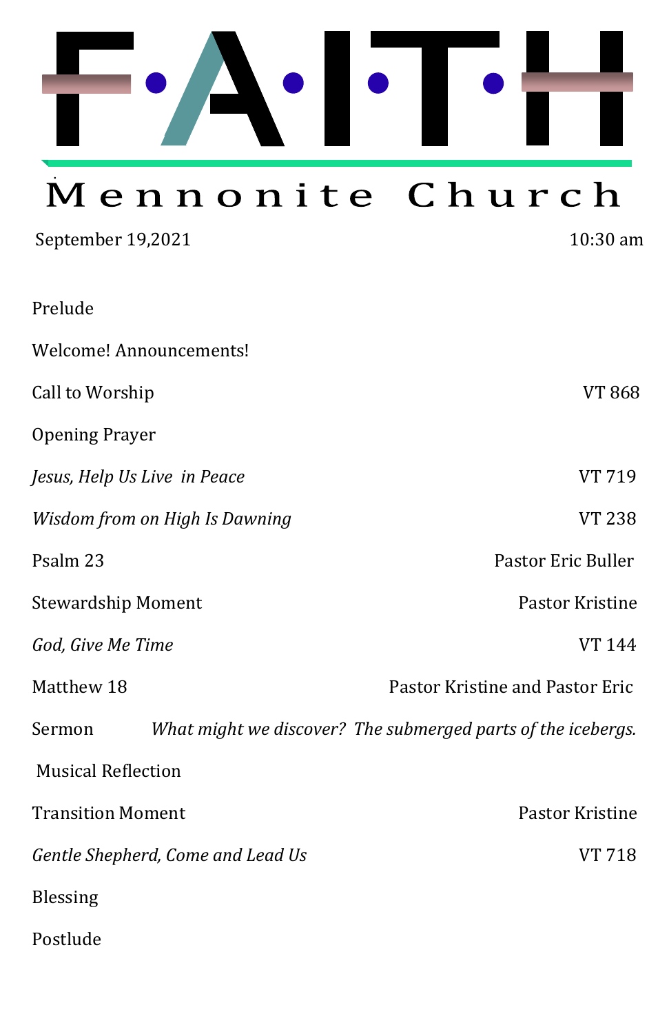# FAITH

## Mennonite Church

September 19,2021 — 10:30 am

| | |
|---|---|
| Prelude | |
| Welcome! Announcements! | |
| Call to Worship | VT 868 |
| Opening Prayer | |
| *Jesus, Help Us Live in Peace* | VT 719 |
| *Wisdom from on High Is Dawning* | VT 238 |
| Psalm 23 | Pastor Eric Buller |
| Stewardship Moment | Pastor Kristine |
| *God, Give Me Time* | VT 144 |
| Matthew 18 | Pastor Kristine and Pastor Eric |
| Sermon | *What might we discover? The submerged parts of the icebergs.* |
| Musical Reflection | |
| Transition Moment | Pastor Kristine |
| *Gentle Shepherd, Come and Lead Us* | VT 718 |
| Blessing | |
| Postlude | |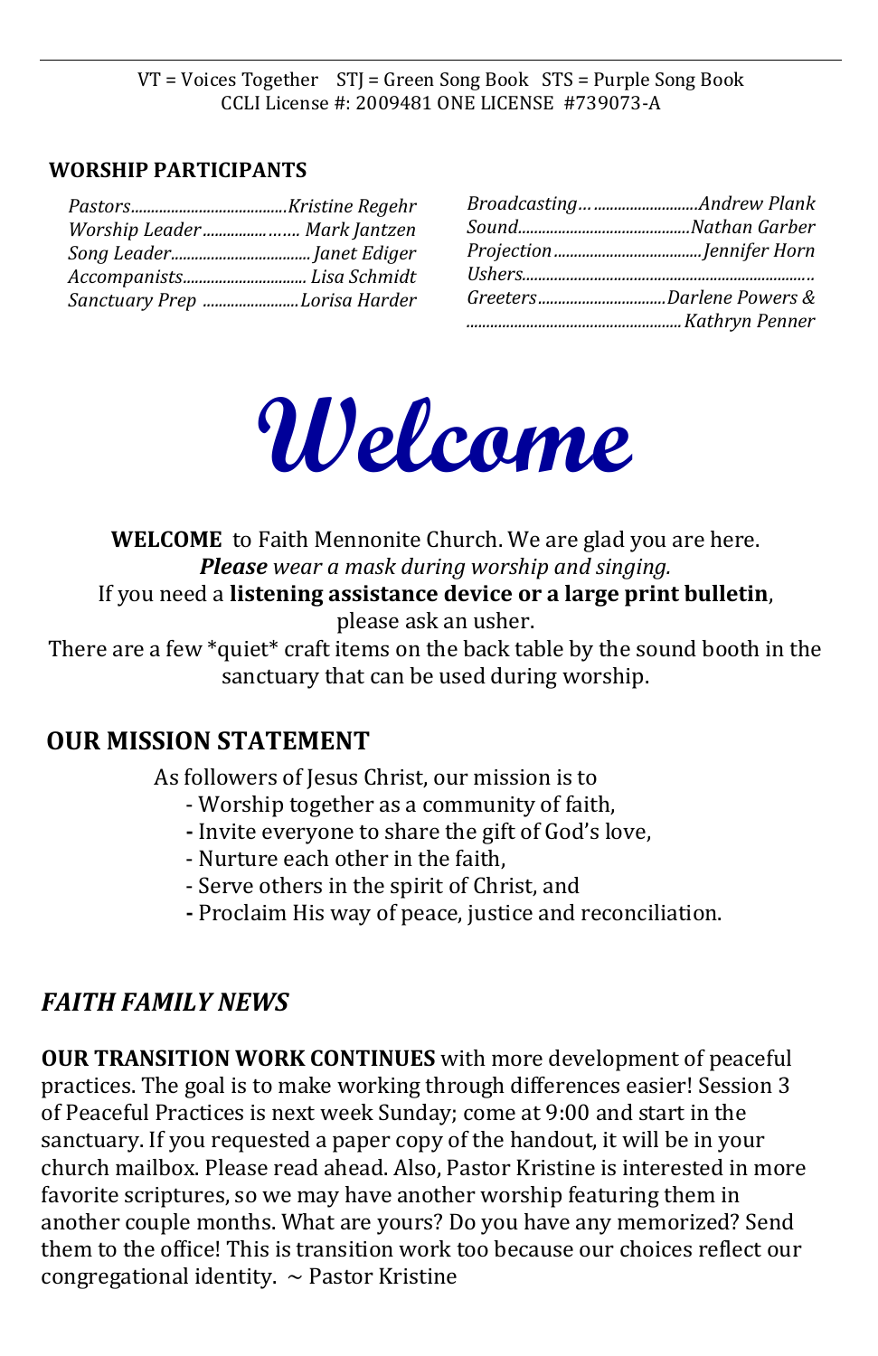VT = Voices Together   STJ = Green Song Book   STS = Purple Song Book
CCLI License #: 2009481 ONE LICENSE  #739073-A

**WORSHIP PARTICIPANTS**

*Pastors*......................................*Kristine Regehr*
*Worship Leader*................……. *Mark Jantzen*
*Song Leader*..................................*Janet Ediger*
*Accompanists*.............................. *Lisa Schmidt*
*Sanctuary Prep* .......................*Lorisa Harder*

*Broadcasting*… .........................*Andrew Plank*
*Sound*..........................................*Nathan Garber*
*Projection*....................................*Jennifer Horn*
*Ushers*......................................................................
*Greeters*...............................*Darlene Powers &*
....................................................*Kathryn Penner*

# Welcome

**WELCOME** to Faith Mennonite Church. We are glad you are here.
***Please*** *wear a mask during worship and singing.*
If you need a **listening assistance device or a large print bulletin**, please ask an usher.
There are a few *quiet* craft items on the back table by the sound booth in the sanctuary that can be used during worship.

## OUR MISSION STATEMENT

As followers of Jesus Christ, our mission is to
- Worship together as a community of faith,
- Invite everyone to share the gift of God's love,
- Nurture each other in the faith,
- Serve others in the spirit of Christ, and
- Proclaim His way of peace, justice and reconciliation.

## *FAITH FAMILY NEWS*

**OUR TRANSITION WORK CONTINUES** with more development of peaceful practices. The goal is to make working through differences easier! Session 3 of Peaceful Practices is next week Sunday; come at 9:00 and start in the sanctuary. If you requested a paper copy of the handout, it will be in your church mailbox. Please read ahead. Also, Pastor Kristine is interested in more favorite scriptures, so we may have another worship featuring them in another couple months. What are yours? Do you have any memorized? Send them to the office! This is transition work too because our choices reflect our congregational identity.  ~ Pastor Kristine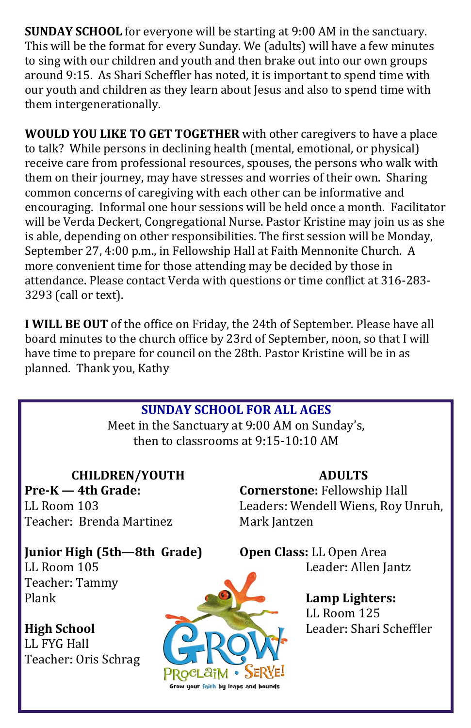**SUNDAY SCHOOL** for everyone will be starting at 9:00 AM in the sanctuary. This will be the format for every Sunday. We (adults) will have a few minutes to sing with our children and youth and then brake out into our own groups around 9:15. As Shari Scheffler has noted, it is important to spend time with our youth and children as they learn about Jesus and also to spend time with them intergenerationally.

**WOULD YOU LIKE TO GET TOGETHER** with other caregivers to have a place to talk? While persons in declining health (mental, emotional, or physical) receive care from professional resources, spouses, the persons who walk with them on their journey, may have stresses and worries of their own. Sharing common concerns of caregiving with each other can be informative and encouraging. Informal one hour sessions will be held once a month. Facilitator will be Verda Deckert, Congregational Nurse. Pastor Kristine may join us as she is able, depending on other responsibilities. The first session will be Monday, September 27, 4:00 p.m., in Fellowship Hall at Faith Mennonite Church. A more convenient time for those attending may be decided by those in attendance. Please contact Verda with questions or time conflict at 316-283-3293 (call or text).

**I WILL BE OUT** of the office on Friday, the 24th of September. Please have all board minutes to the church office by 23rd of September, noon, so that I will have time to prepare for council on the 28th. Pastor Kristine will be in as planned. Thank you, Kathy

## SUNDAY SCHOOL FOR ALL AGES

Meet in the Sanctuary at 9:00 AM on Sunday's,
then to classrooms at 9:15-10:10 AM

### CHILDREN/YOUTH

**Pre-K — 4th Grade:**
LL Room 103
Teacher: Brenda Martinez

**Junior High (5th—8th Grade)**
LL Room 105
Teacher: Tammy Plank

**High School**
LL FYG Hall
Teacher: Oris Schrag

### ADULTS

**Cornerstone:** Fellowship Hall
Leaders: Wendell Wiens, Roy Unruh, Mark Jantzen

**Open Class:** LL Open Area
Leader: Allen Jantz

**Lamp Lighters:**
LL Room 125
Leader: Shari Scheffler

GROW
PROCLAIM • SERVE!
Grow your faith by leaps and bounds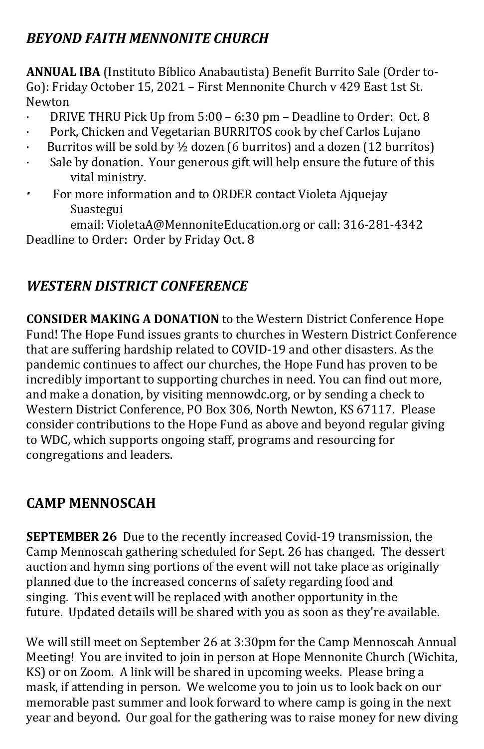## *BEYOND FAITH MENNONITE CHURCH*

**ANNUAL IBA** (Instituto Bíblico Anabautista) Benefit Burrito Sale (Order to-Go): Friday October 15, 2021 – First Mennonite Church v 429 East 1st St. Newton

- DRIVE THRU Pick Up from 5:00 – 6:30 pm – Deadline to Order: Oct. 8
- Pork, Chicken and Vegetarian BURRITOS cook by chef Carlos Lujano
- Burritos will be sold by ½ dozen (6 burritos) and a dozen (12 burritos)
- Sale by donation. Your generous gift will help ensure the future of this vital ministry.
- For more information and to ORDER contact Violeta Ajquejay Suastegui email: VioletaA@MennoniteEducation.org or call: 316-281-4342

Deadline to Order: Order by Friday Oct. 8

## *WESTERN DISTRICT CONFERENCE*

**CONSIDER MAKING A DONATION** to the Western District Conference Hope Fund! The Hope Fund issues grants to churches in Western District Conference that are suffering hardship related to COVID-19 and other disasters. As the pandemic continues to affect our churches, the Hope Fund has proven to be incredibly important to supporting churches in need. You can find out more, and make a donation, by visiting mennowdc.org, or by sending a check to Western District Conference, PO Box 306, North Newton, KS 67117. Please consider contributions to the Hope Fund as above and beyond regular giving to WDC, which supports ongoing staff, programs and resourcing for congregations and leaders.

## CAMP MENNOSCAH

**SEPTEMBER 26** Due to the recently increased Covid-19 transmission, the Camp Mennoscah gathering scheduled for Sept. 26 has changed. The dessert auction and hymn sing portions of the event will not take place as originally planned due to the increased concerns of safety regarding food and singing. This event will be replaced with another opportunity in the future. Updated details will be shared with you as soon as they're available.

We will still meet on September 26 at 3:30pm for the Camp Mennoscah Annual Meeting! You are invited to join in person at Hope Mennonite Church (Wichita, KS) or on Zoom. A link will be shared in upcoming weeks. Please bring a mask, if attending in person. We welcome you to join us to look back on our memorable past summer and look forward to where camp is going in the next year and beyond. Our goal for the gathering was to raise money for new diving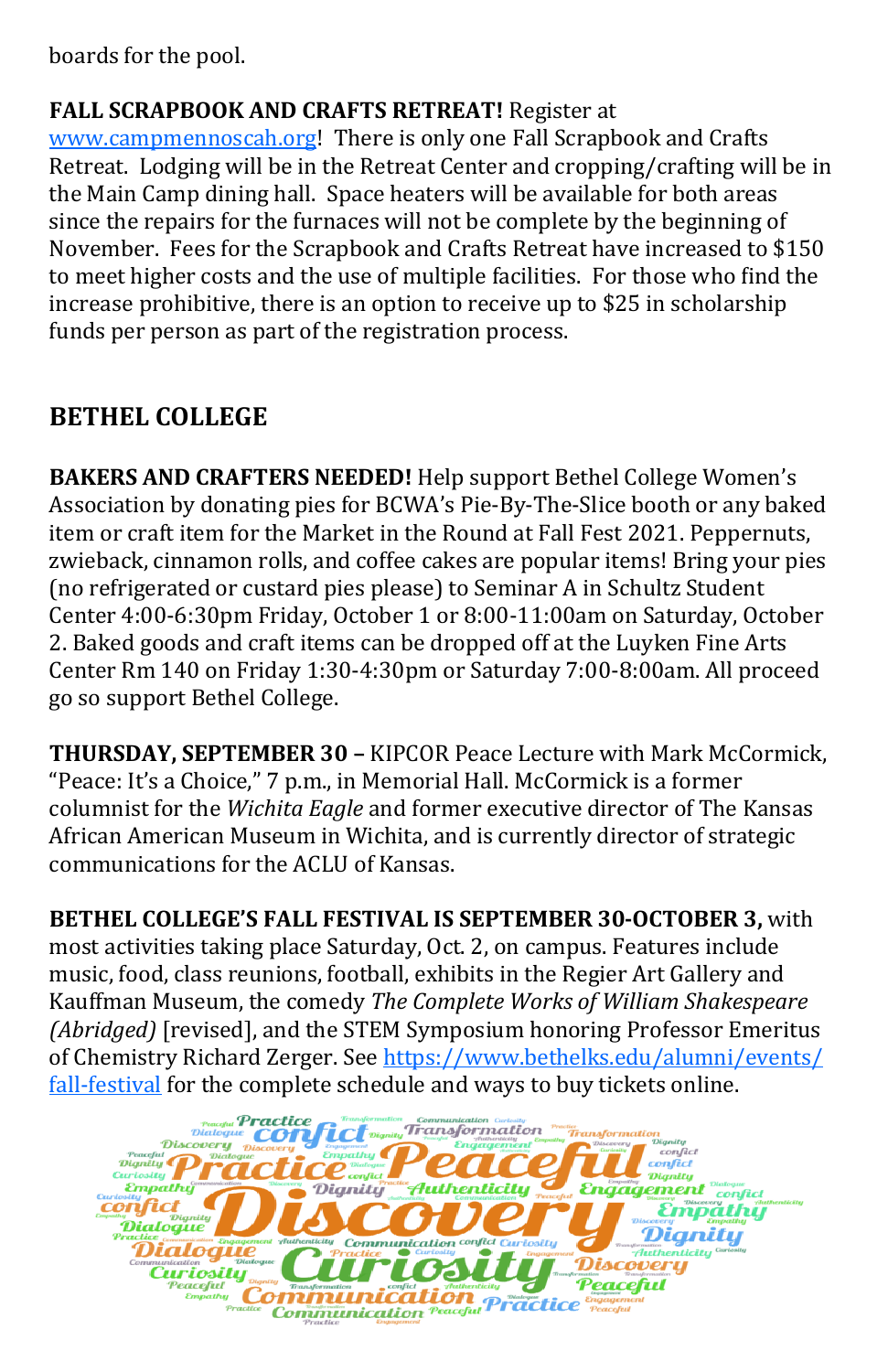boards for the pool.

**FALL SCRAPBOOK AND CRAFTS RETREAT!** Register at [www.campmennoscah.org](www.campmennoscah.org)! There is only one Fall Scrapbook and Crafts Retreat. Lodging will be in the Retreat Center and cropping/crafting will be in the Main Camp dining hall. Space heaters will be available for both areas since the repairs for the furnaces will not be complete by the beginning of November. Fees for the Scrapbook and Crafts Retreat have increased to $150 to meet higher costs and the use of multiple facilities. For those who find the increase prohibitive, there is an option to receive up to $25 in scholarship funds per person as part of the registration process.

## BETHEL COLLEGE

**BAKERS AND CRAFTERS NEEDED!** Help support Bethel College Women's Association by donating pies for BCWA's Pie-By-The-Slice booth or any baked item or craft item for the Market in the Round at Fall Fest 2021. Peppernuts, zwieback, cinnamon rolls, and coffee cakes are popular items! Bring your pies (no refrigerated or custard pies please) to Seminar A in Schultz Student Center 4:00-6:30pm Friday, October 1 or 8:00-11:00am on Saturday, October 2. Baked goods and craft items can be dropped off at the Luyken Fine Arts Center Rm 140 on Friday 1:30-4:30pm or Saturday 7:00-8:00am. All proceed go so support Bethel College.

**THURSDAY, SEPTEMBER 30 –** KIPCOR Peace Lecture with Mark McCormick, "Peace: It's a Choice," 7 p.m., in Memorial Hall. McCormick is a former columnist for the *Wichita Eagle* and former executive director of The Kansas African American Museum in Wichita, and is currently director of strategic communications for the ACLU of Kansas.

**BETHEL COLLEGE'S FALL FESTIVAL IS SEPTEMBER 30-OCTOBER 3,** with most activities taking place Saturday, Oct. 2, on campus. Features include music, food, class reunions, football, exhibits in the Regier Art Gallery and Kauffman Museum, the comedy *The Complete Works of William Shakespeare (Abridged)* [revised], and the STEM Symposium honoring Professor Emeritus of Chemistry Richard Zerger. See [https://www.bethelks.edu/alumni/events/fall-festival](https://www.bethelks.edu/alumni/events/fall-festival) for the complete schedule and ways to buy tickets online.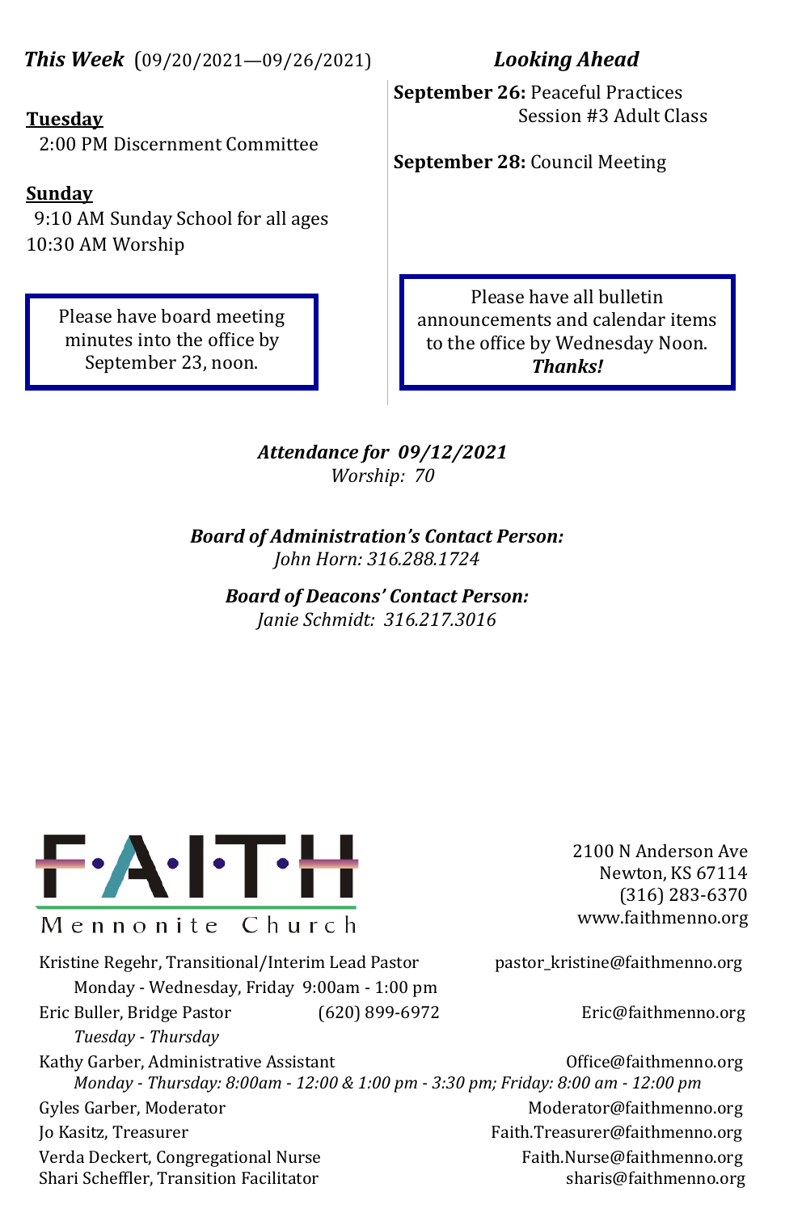## *This Week* (09/20/2021—09/26/2021)

**Tuesday**
2:00 PM Discernment Committee

**Sunday**
9:10 AM Sunday School for all ages
10:30 AM Worship

Please have board meeting minutes into the office by September 23, noon.

## *Looking Ahead*

**September 26:** Peaceful Practices Session #3 Adult Class

**September 28:** Council Meeting

Please have all bulletin announcements and calendar items to the office by Wednesday Noon. ***Thanks!***

***Attendance for 09/12/2021***
*Worship: 70*

***Board of Administration's Contact Person:***
*John Horn: 316.288.1724*

***Board of Deacons' Contact Person:***
*Janie Schmidt: 316.217.3016*

FAITH Mennonite Church

2100 N Anderson Ave
Newton, KS 67114
(316) 283-6370
www.faithmenno.org

Kristine Regehr, Transitional/Interim Lead Pastor — pastor_kristine@faithmenno.org
*Monday - Wednesday, Friday 9:00am - 1:00 pm*

Eric Buller, Bridge Pastor (620) 899-6972 — Eric@faithmenno.org
*Tuesday - Thursday*

Kathy Garber, Administrative Assistant — Office@faithmenno.org
*Monday - Thursday: 8:00am - 12:00 & 1:00 pm - 3:30 pm; Friday: 8:00 am - 12:00 pm*

Gyles Garber, Moderator — Moderator@faithmenno.org

Jo Kasitz, Treasurer — Faith.Treasurer@faithmenno.org

Verda Deckert, Congregational Nurse — Faith.Nurse@faithmenno.org

Shari Scheffler, Transition Facilitator — sharis@faithmenno.org